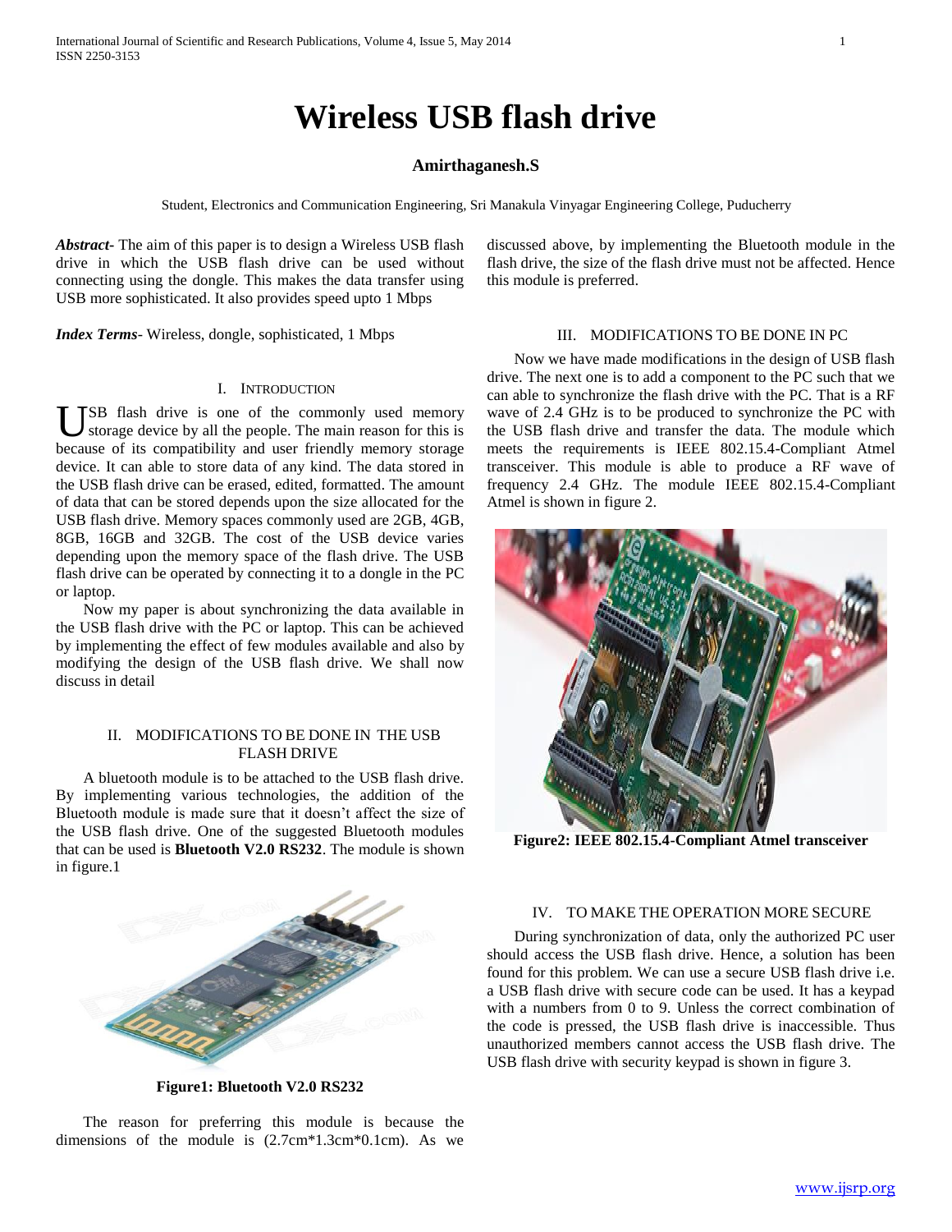# Wireless USB flash drive

**Amirthaganesh.S**

Student, Electronics and Communication Engineering, Sri Manakula Vinyagar Engineering College, Puducherry

***Abstract***- The aim of this paper is to design a Wireless USB flash drive in which the USB flash drive can be used without connecting using the dongle. This makes the data transfer using USB more sophisticated. It also provides speed upto 1 Mbps

***Index Terms***- Wireless, dongle, sophisticated, 1 Mbps

## I. Introduction

USB flash drive is one of the commonly used memory storage device by all the people. The main reason for this is because of its compatibility and user friendly memory storage device. It can able to store data of any kind. The data stored in the USB flash drive can be erased, edited, formatted. The amount of data that can be stored depends upon the size allocated for the USB flash drive. Memory spaces commonly used are 2GB, 4GB, 8GB, 16GB and 32GB. The cost of the USB device varies depending upon the memory space of the flash drive. The USB flash drive can be operated by connecting it to a dongle in the PC or laptop.

Now my paper is about synchronizing the data available in the USB flash drive with the PC or laptop. This can be achieved by implementing the effect of few modules available and also by modifying the design of the USB flash drive. We shall now discuss in detail

## II. Modifications to be done in the USB flash drive

A bluetooth module is to be attached to the USB flash drive. By implementing various technologies, the addition of the Bluetooth module is made sure that it doesn't affect the size of the USB flash drive. One of the suggested Bluetooth modules that can be used is **Bluetooth V2.0 RS232**. The module is shown in figure.1

**Figure1: Bluetooth V2.0 RS232**

The reason for preferring this module is because the dimensions of the module is (2.7cm*1.3cm*0.1cm). As we discussed above, by implementing the Bluetooth module in the flash drive, the size of the flash drive must not be affected. Hence this module is preferred.

## III. Modifications to be done in PC

Now we have made modifications in the design of USB flash drive. The next one is to add a component to the PC such that we can able to synchronize the flash drive with the PC. That is a RF wave of 2.4 GHz is to be produced to synchronize the PC with the USB flash drive and transfer the data. The module which meets the requirements is IEEE 802.15.4-Compliant Atmel transceiver. This module is able to produce a RF wave of frequency 2.4 GHz. The module IEEE 802.15.4-Compliant Atmel is shown in figure 2.

**Figure2: IEEE 802.15.4-Compliant Atmel transceiver**

## IV. To make the operation more secure

During synchronization of data, only the authorized PC user should access the USB flash drive. Hence, a solution has been found for this problem. We can use a secure USB flash drive i.e. a USB flash drive with secure code can be used. It has a keypad with a numbers from 0 to 9. Unless the correct combination of the code is pressed, the USB flash drive is inaccessible. Thus unauthorized members cannot access the USB flash drive. The USB flash drive with security keypad is shown in figure 3.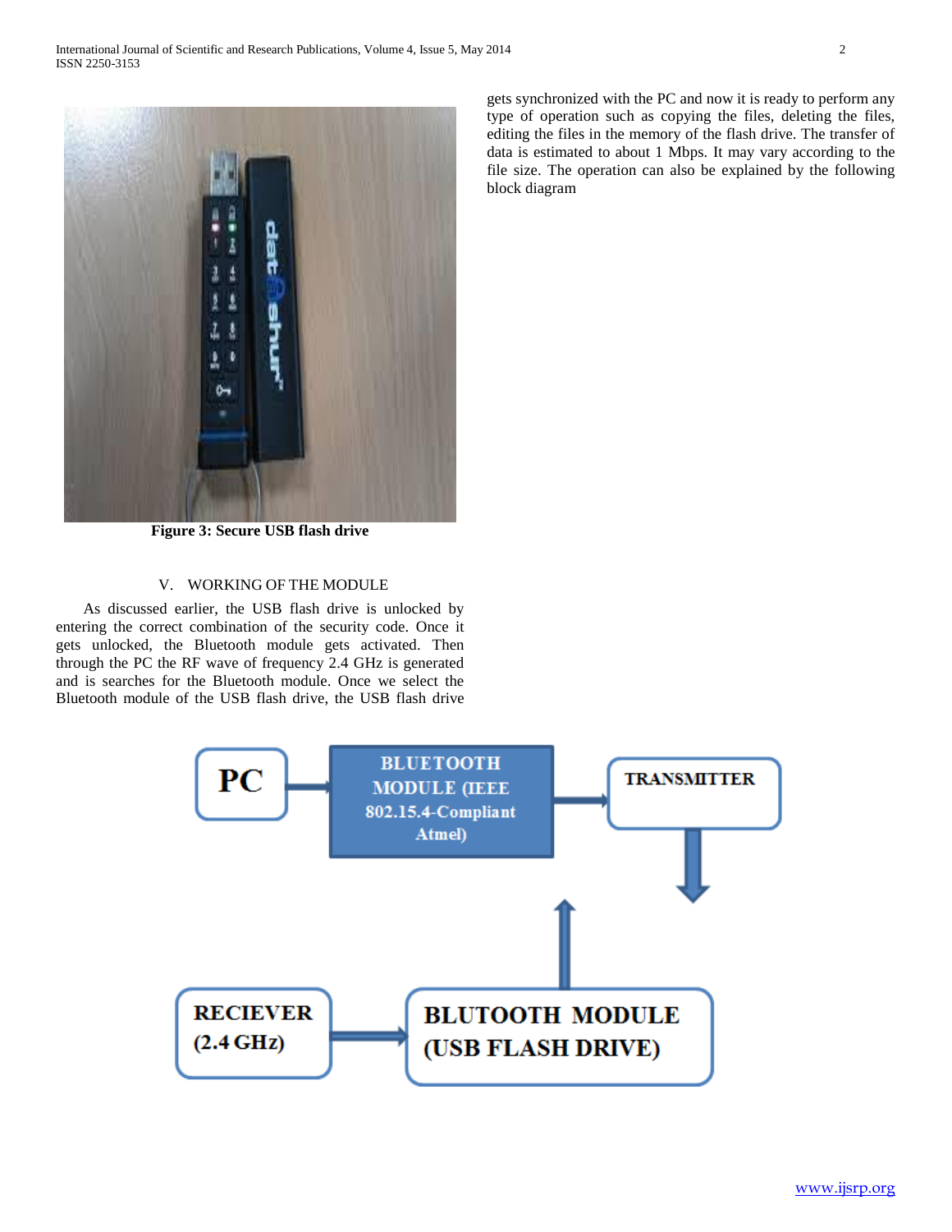Figure 3: Secure USB flash drive

## V. WORKING OF THE MODULE

As discussed earlier, the USB flash drive is unlocked by entering the correct combination of the security code. Once it gets unlocked, the Bluetooth module gets activated. Then through the PC the RF wave of frequency 2.4 GHz is generated and is searches for the Bluetooth module. Once we select the Bluetooth module of the USB flash drive, the USB flash drive gets synchronized with the PC and now it is ready to perform any type of operation such as copying the files, deleting the files, editing the files in the memory of the flash drive. The transfer of data is estimated to about 1 Mbps. It may vary according to the file size. The operation can also be explained by the following block diagram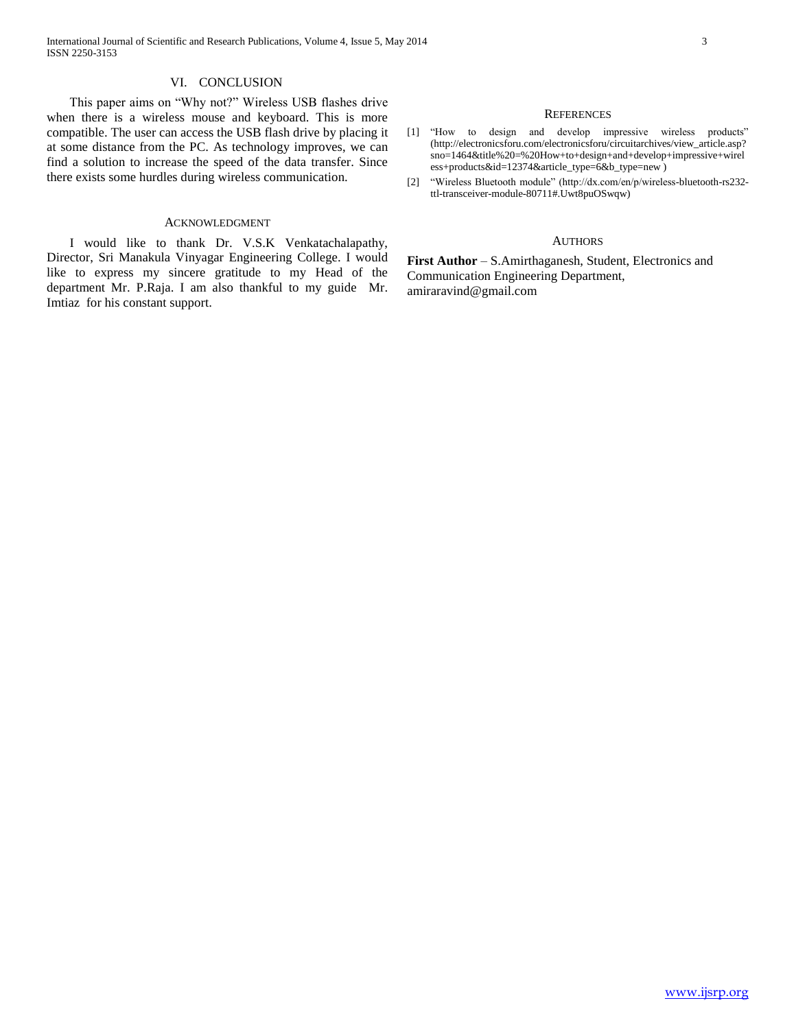## VI. CONCLUSION

This paper aims on "Why not?" Wireless USB flashes drive when there is a wireless mouse and keyboard. This is more compatible. The user can access the USB flash drive by placing it at some distance from the PC. As technology improves, we can find a solution to increase the speed of the data transfer. Since there exists some hurdles during wireless communication.

## ACKNOWLEDGMENT

I would like to thank Dr. V.S.K Venkatachalapathy, Director, Sri Manakula Vinyagar Engineering College. I would like to express my sincere gratitude to my Head of the department Mr. P.Raja. I am also thankful to my guide Mr. Imtiaz for his constant support.

## REFERENCES

[1] "How to design and develop impressive wireless products" (http://electronicsforu.com/electronicsforu/circuitarchives/view_article.asp?sno=1464&title%20=%20How+to+design+and+develop+impressive+wireless+products&id=12374&article_type=6&b_type=new )

[2] "Wireless Bluetooth module" (http://dx.com/en/p/wireless-bluetooth-rs232-ttl-transceiver-module-80711#.Uwt8puOSwqw)

## AUTHORS

**First Author** – S.Amirthaganesh, Student, Electronics and Communication Engineering Department, amiraravind@gmail.com